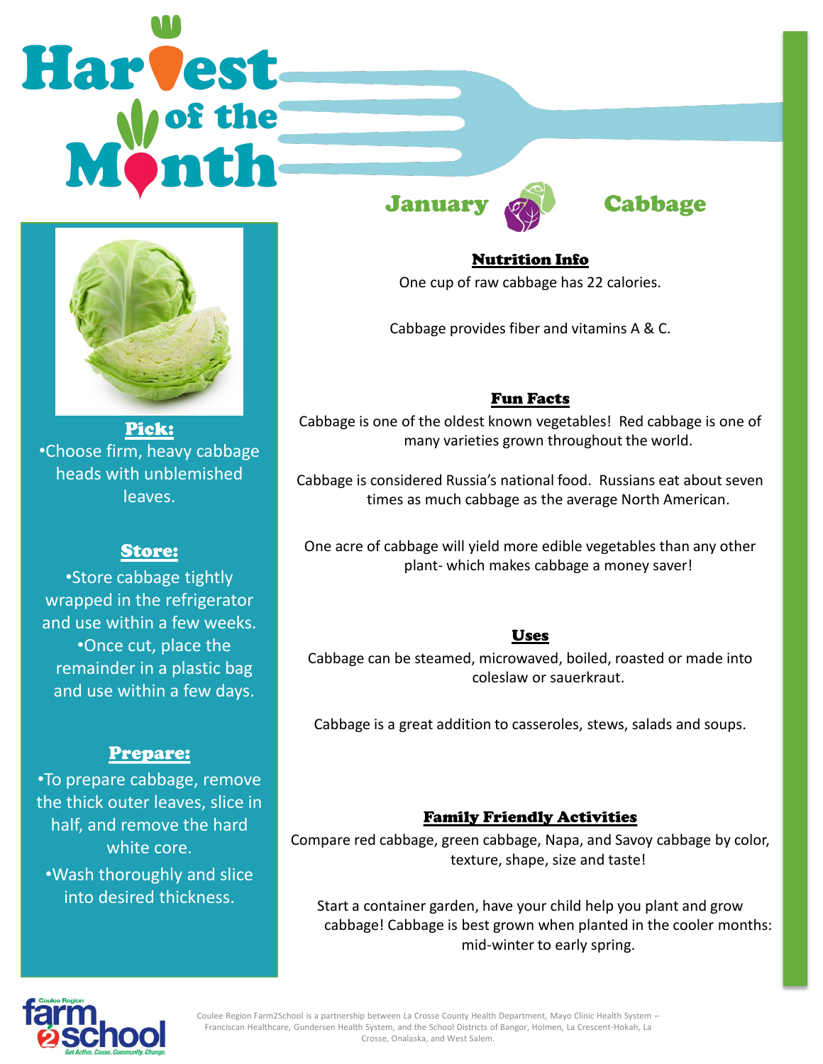# Harvest of the Month

## January Cabbage

### Pick:

- Choose firm, heavy cabbage heads with unblemished leaves.

### Store:

- Store cabbage tightly wrapped in the refrigerator and use within a few weeks.
- Once cut, place the remainder in a plastic bag and use within a few days.

### Prepare:

- To prepare cabbage, remove the thick outer leaves, slice in half, and remove the hard white core.
- Wash thoroughly and slice into desired thickness.

### Nutrition Info

One cup of raw cabbage has 22 calories.

Cabbage provides fiber and vitamins A & C.

### Fun Facts

Cabbage is one of the oldest known vegetables! Red cabbage is one of many varieties grown throughout the world.

Cabbage is considered Russia's national food. Russians eat about seven times as much cabbage as the average North American.

One acre of cabbage will yield more edible vegetables than any other plant- which makes cabbage a money saver!

### Uses

Cabbage can be steamed, microwaved, boiled, roasted or made into coleslaw or sauerkraut.

Cabbage is a great addition to casseroles, stews, salads and soups.

### Family Friendly Activities

Compare red cabbage, green cabbage, Napa, and Savoy cabbage by color, texture, shape, size and taste!

Start a container garden, have your child help you plant and grow cabbage! Cabbage is best grown when planted in the cooler months: mid-winter to early spring.

Coulee Region farm2school — Get Active. Cause. Community. Change.

Coulee Region Farm2School is a partnership between La Crosse County Health Department, Mayo Clinic Health System – Franciscan Healthcare, Gundersen Health System, and the School Districts of Bangor, Holmen, La Crescent-Hokah, La Crosse, Onalaska, and West Salem.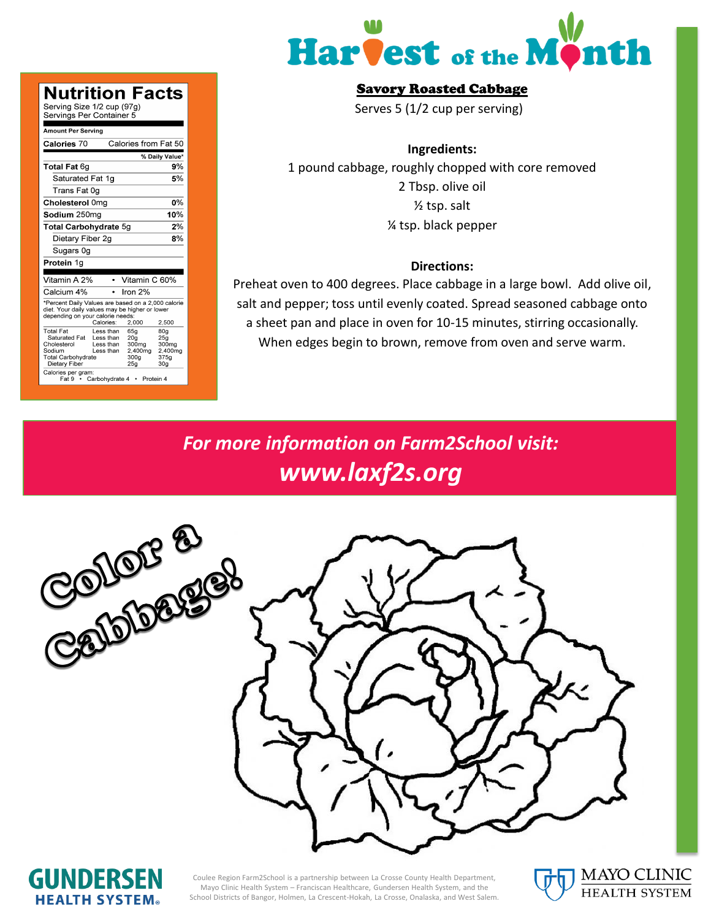# Harvest of the Month

## Nutrition Facts

Serving Size 1/2 cup (97g)
Servings Per Container 5

| Amount Per Serving | |
|---|---|
| **Calories** 70 | Calories from Fat 50 |
| | **% Daily Value*** |
| **Total Fat** 6g | **9%** |
| Saturated Fat 1g | **5%** |
| Trans Fat 0g | |
| **Cholesterol** 0mg | **0%** |
| **Sodium** 250mg | **10%** |
| **Total Carbohydrate** 5g | **2%** |
| Dietary Fiber 2g | **8%** |
| Sugars 0g | |
| **Protein** 1g | |

Vitamin A 2% • Vitamin C 60%
Calcium 4% • Iron 2%

*Percent Daily Values are based on a 2,000 calorie diet. Your daily values may be higher or lower depending on your calorie needs:

| | Calories: | 2,000 | 2,500 |
|---|---|---|---|
| Total Fat | Less than | 65g | 80g |
| Saturated Fat | Less than | 20g | 25g |
| Cholesterol | Less than | 300mg | 300mg |
| Sodium | Less than | 2,400mg | 2,400mg |
| Total Carbohydrate | | 300g | 375g |
| Dietary Fiber | | 25g | 30g |

Calories per gram:
Fat 9 • Carbohydrate 4 • Protein 4

## Savory Roasted Cabbage

Serves 5 (1/2 cup per serving)

**Ingredients:**

1 pound cabbage, roughly chopped with core removed
2 Tbsp. olive oil
½ tsp. salt
¼ tsp. black pepper

**Directions:**

Preheat oven to 400 degrees. Place cabbage in a large bowl. Add olive oil, salt and pepper; toss until evenly coated. Spread seasoned cabbage onto a sheet pan and place in oven for 10-15 minutes, stirring occasionally. When edges begin to brown, remove from oven and serve warm.

***For more information on Farm2School visit:***
***www.laxf2s.org***

Color a Cabbage!

GUNDERSEN HEALTH SYSTEM

Coulee Region Farm2School is a partnership between La Crosse County Health Department, Mayo Clinic Health System – Franciscan Healthcare, Gundersen Health System, and the School Districts of Bangor, Holmen, La Crescent-Hokah, La Crosse, Onalaska, and West Salem.

MAYO CLINIC HEALTH SYSTEM